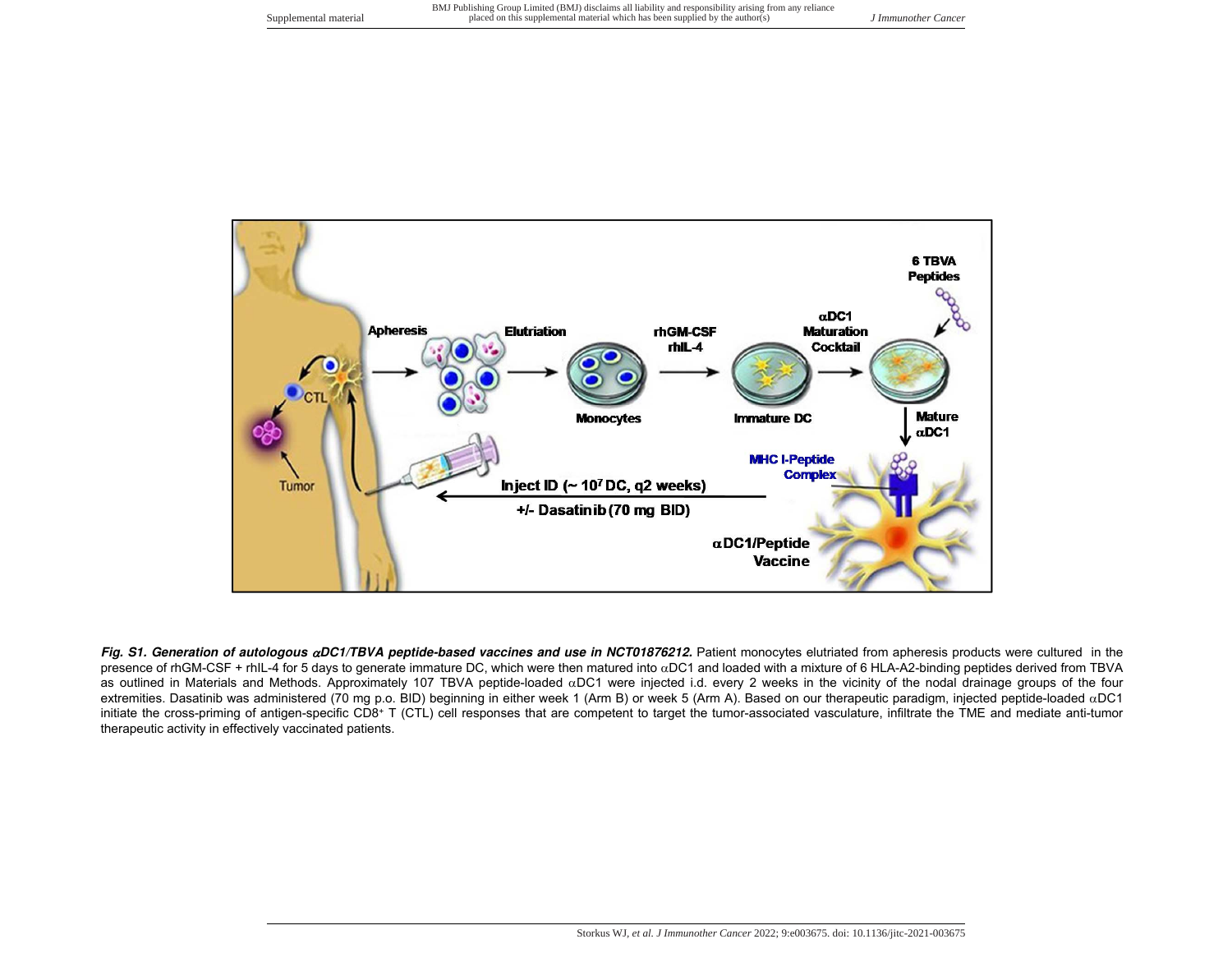***Fig. S1. Generation of autologous αDC1/TBVA peptide-based vaccines and use in NCT01876212.*** Patient monocytes elutriated from apheresis products were cultured in the presence of rhGM-CSF + rhIL-4 for 5 days to generate immature DC, which were then matured into αDC1 and loaded with a mixture of 6 HLA-A2-binding peptides derived from TBVA as outlined in Materials and Methods. Approximately 107 TBVA peptide-loaded αDC1 were injected i.d. every 2 weeks in the vicinity of the nodal drainage groups of the four extremities. Dasatinib was administered (70 mg p.o. BID) beginning in either week 1 (Arm B) or week 5 (Arm A). Based on our therapeutic paradigm, injected peptide-loaded αDC1 initiate the cross-priming of antigen-specific $CD8^{+}$ T (CTL) cell responses that are competent to target the tumor-associated vasculature, infiltrate the TME and mediate anti-tumor therapeutic activity in effectively vaccinated patients.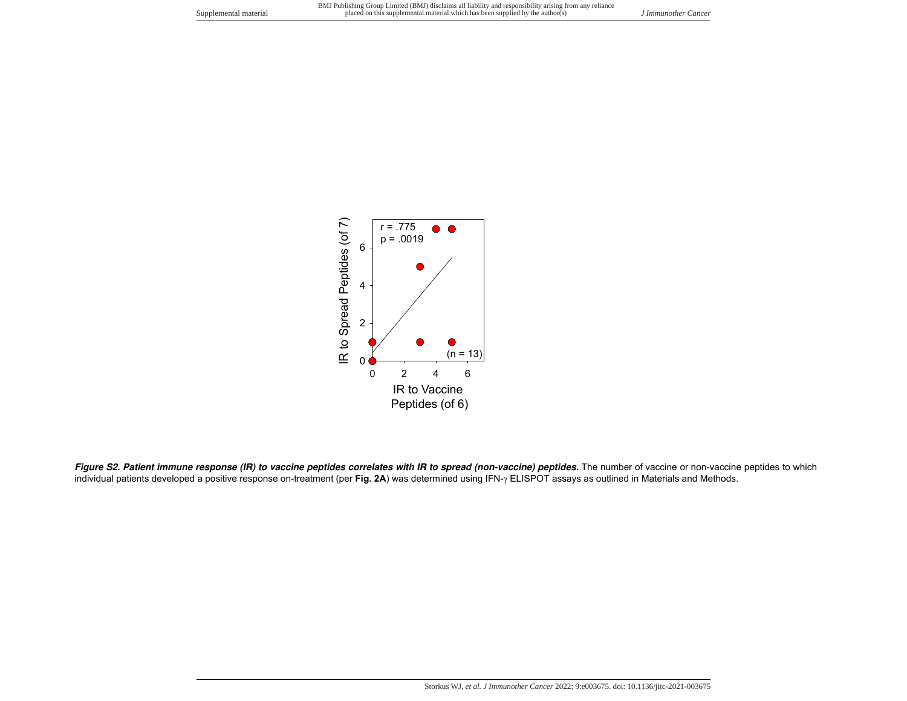***Figure S2. Patient immune response (IR) to vaccine peptides correlates with IR to spread (non-vaccine) peptides.*** The number of vaccine or non-vaccine peptides to which individual patients developed a positive response on-treatment (per **Fig. 2A**) was determined using IFN-γ ELISPOT assays as outlined in Materials and Methods.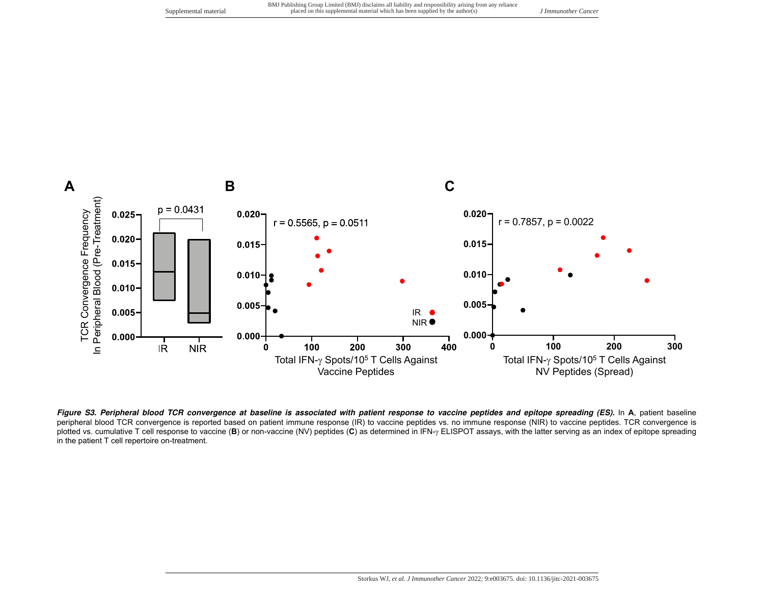***Figure S3. Peripheral blood TCR convergence at baseline is associated with patient response to vaccine peptides and epitope spreading (ES).*** In **A**, patient baseline peripheral blood TCR convergence is reported based on patient immune response (IR) to vaccine peptides vs. no immune response (NIR) to vaccine peptides. TCR convergence is plotted vs. cumulative T cell response to vaccine (**B**) or non-vaccine (NV) peptides (**C**) as determined in IFN-γ ELISPOT assays, with the latter serving as an index of epitope spreading in the patient T cell repertoire on-treatment.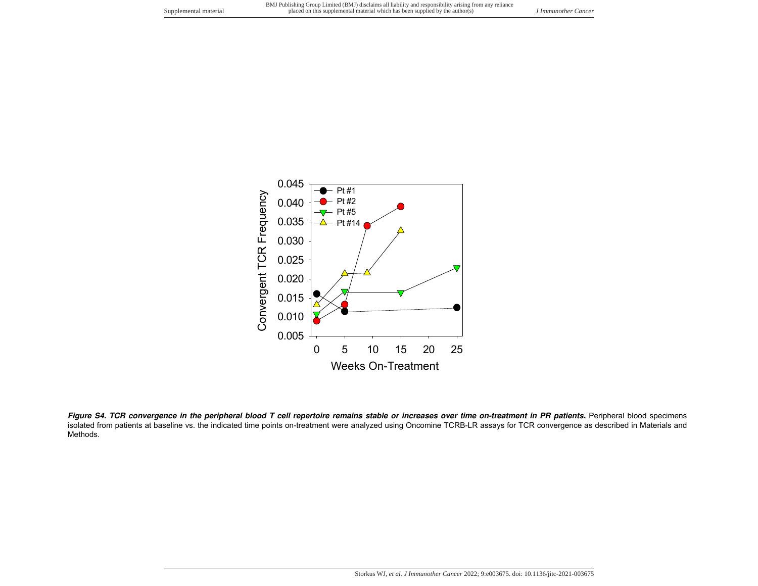***Figure S4. TCR convergence in the peripheral blood T cell repertoire remains stable or increases over time on-treatment in PR patients.*** Peripheral blood specimens isolated from patients at baseline vs. the indicated time points on-treatment were analyzed using Oncomine TCRB-LR assays for TCR convergence as described in Materials and Methods.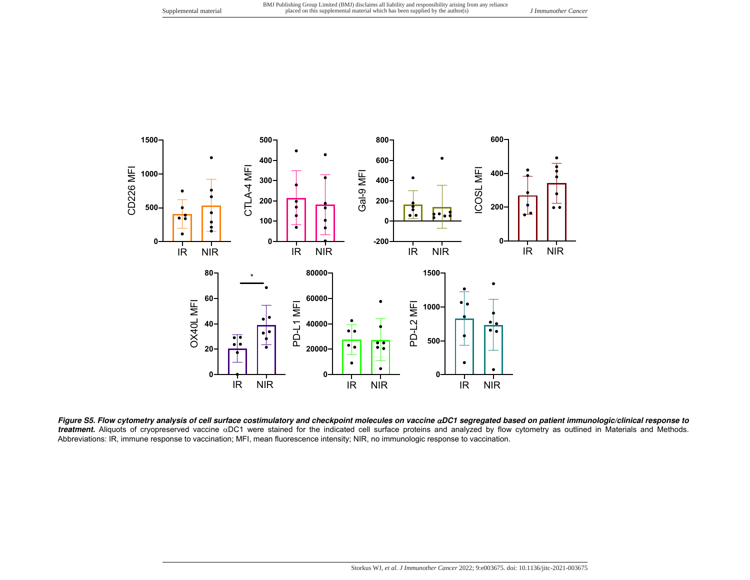***Figure S5. Flow cytometry analysis of cell surface costimulatory and checkpoint molecules on vaccine αDC1 segregated based on patient immunologic/clinical response to treatment.*** Aliquots of cryopreserved vaccine αDC1 were stained for the indicated cell surface proteins and analyzed by flow cytometry as outlined in Materials and Methods. Abbreviations: IR, immune response to vaccination; MFI, mean fluorescence intensity; NIR, no immunologic response to vaccination.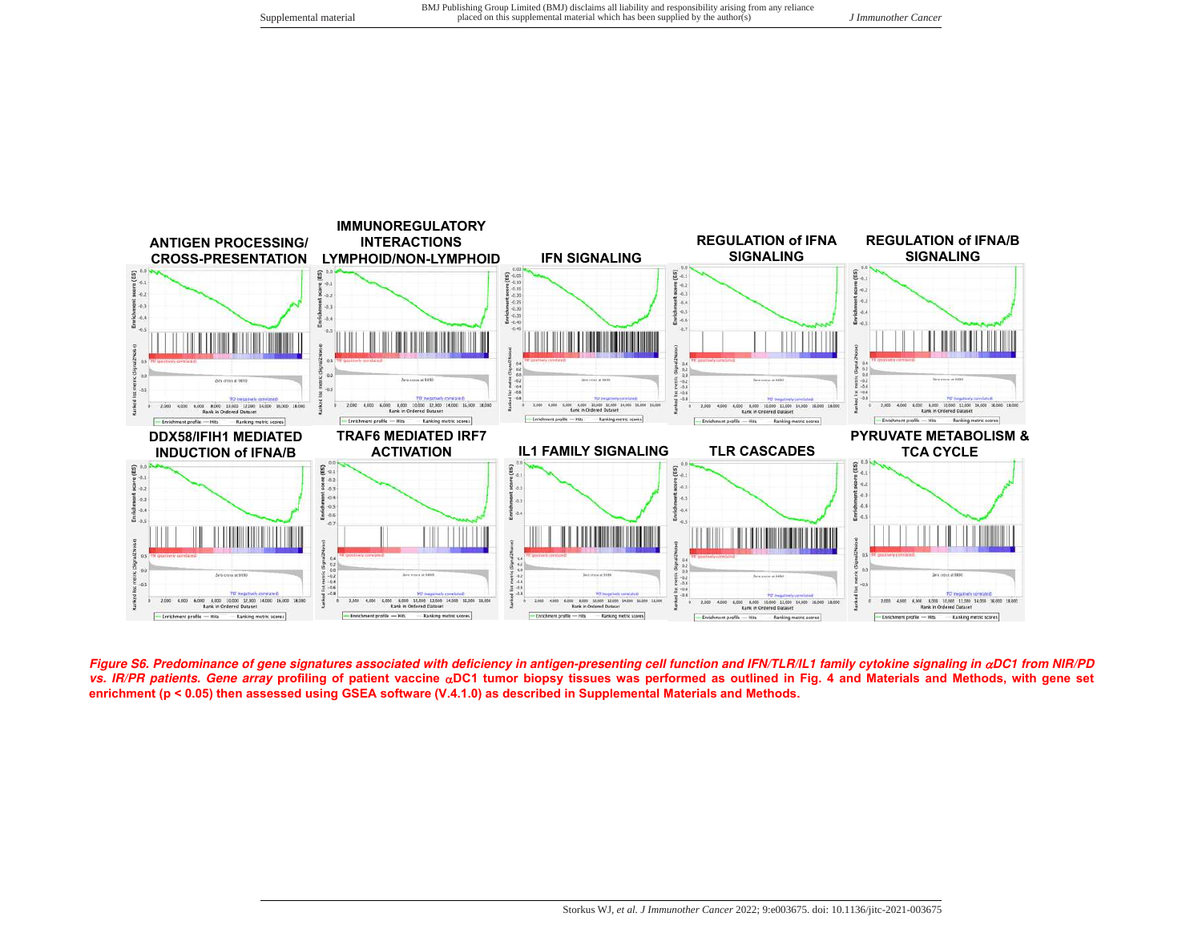**ANTIGEN PROCESSING/ CROSS-PRESENTATION**

**IMMUNOREGULATORY INTERACTIONS LYMPHOID/NON-LYMPHOID**

**IFN SIGNALING**

**REGULATION of IFNA SIGNALING**

**REGULATION of IFNA/B SIGNALING**

**DDX58/IFIH1 MEDIATED INDUCTION of IFNA/B**

**TRAF6 MEDIATED IRF7 ACTIVATION**

**IL1 FAMILY SIGNALING**

**TLR CASCADES**

**PYRUVATE METABOLISM & TCA CYCLE**

***Figure S6. Predominance of gene signatures associated with deficiency in antigen-presenting cell function and IFN/TLR/IL1 family cytokine signaling in αDC1 from NIR/PD vs. IR/PR patients. Gene array*** **profiling of patient vaccine αDC1 tumor biopsy tissues was performed as outlined in Fig. 4 and Materials and Methods, with gene set enrichment ($p < 0.05$) then assessed using GSEA software (V.4.1.0) as described in Supplemental Materials and Methods.**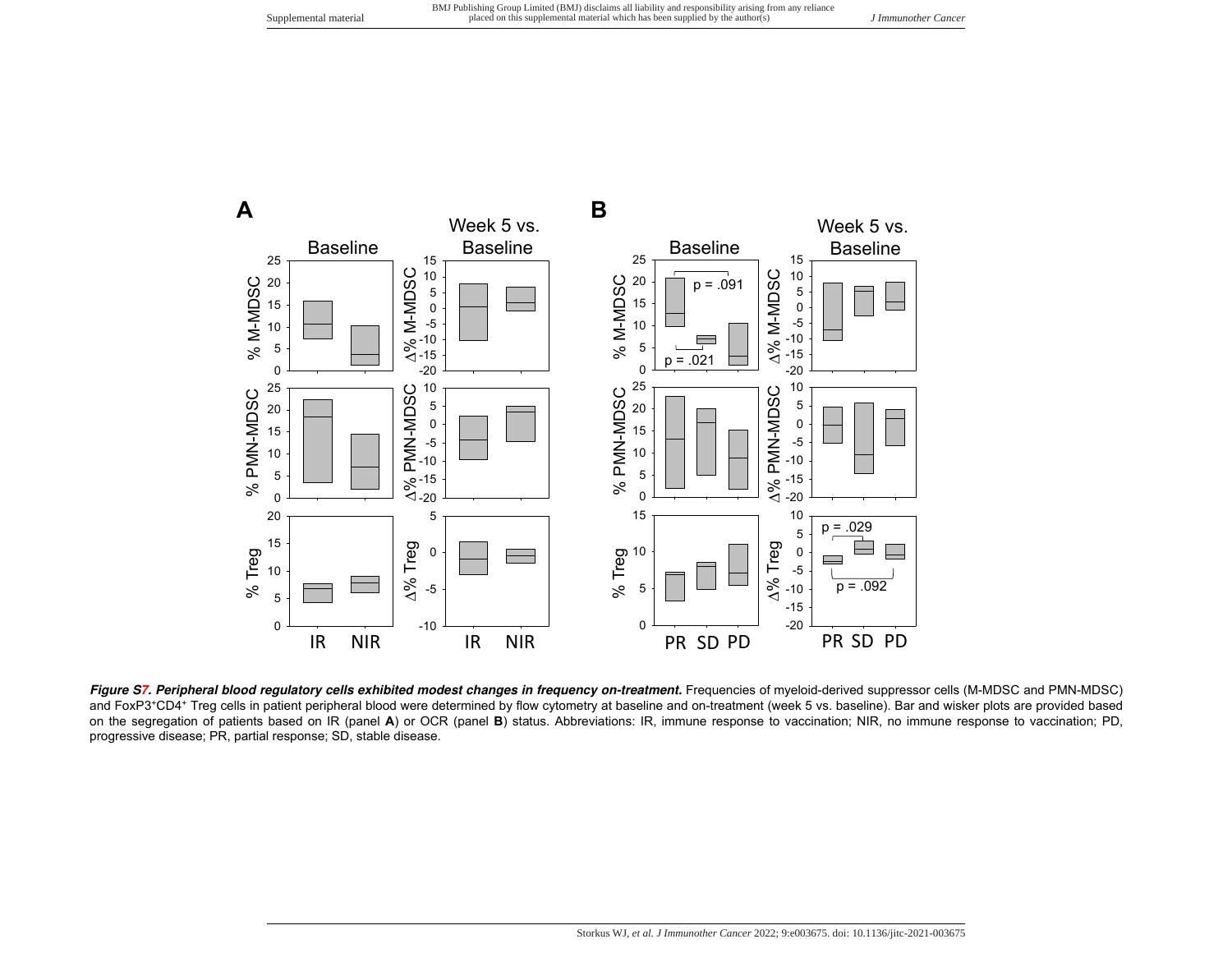***Figure S7. Peripheral blood regulatory cells exhibited modest changes in frequency on-treatment.*** Frequencies of myeloid-derived suppressor cells (M-MDSC and PMN-MDSC) and FoxP3[+]CD4[+] Treg cells in patient peripheral blood were determined by flow cytometry at baseline and on-treatment (week 5 vs. baseline). Bar and wisker plots are provided based on the segregation of patients based on IR (panel **A**) or OCR (panel **B**) status. Abbreviations: IR, immune response to vaccination; NIR, no immune response to vaccination; PD, progressive disease; PR, partial response; SD, stable disease.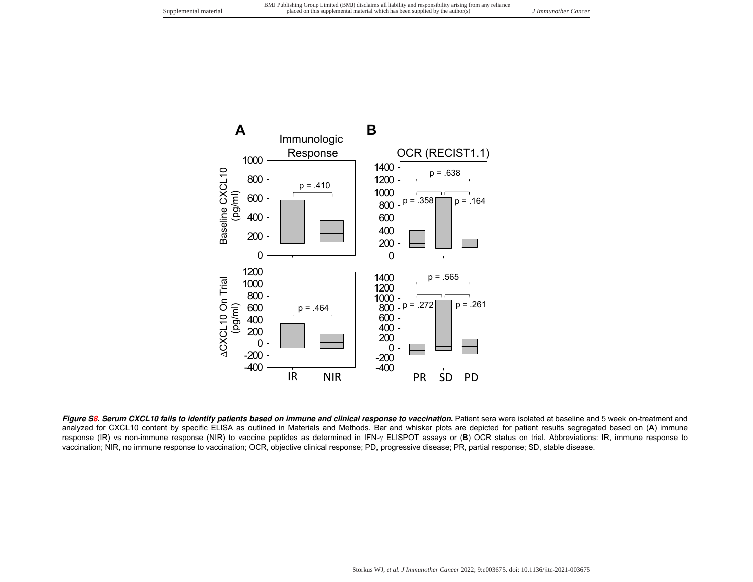***Figure S8. Serum CXCL10 fails to identify patients based on immune and clinical response to vaccination.*** Patient sera were isolated at baseline and 5 week on-treatment and analyzed for CXCL10 content by specific ELISA as outlined in Materials and Methods. Bar and whisker plots are depicted for patient results segregated based on (**A**) immune response (IR) vs non-immune response (NIR) to vaccine peptides as determined in IFN-γ ELISPOT assays or (**B**) OCR status on trial. Abbreviations: IR, immune response to vaccination; NIR, no immune response to vaccination; OCR, objective clinical response; PD, progressive disease; PR, partial response; SD, stable disease.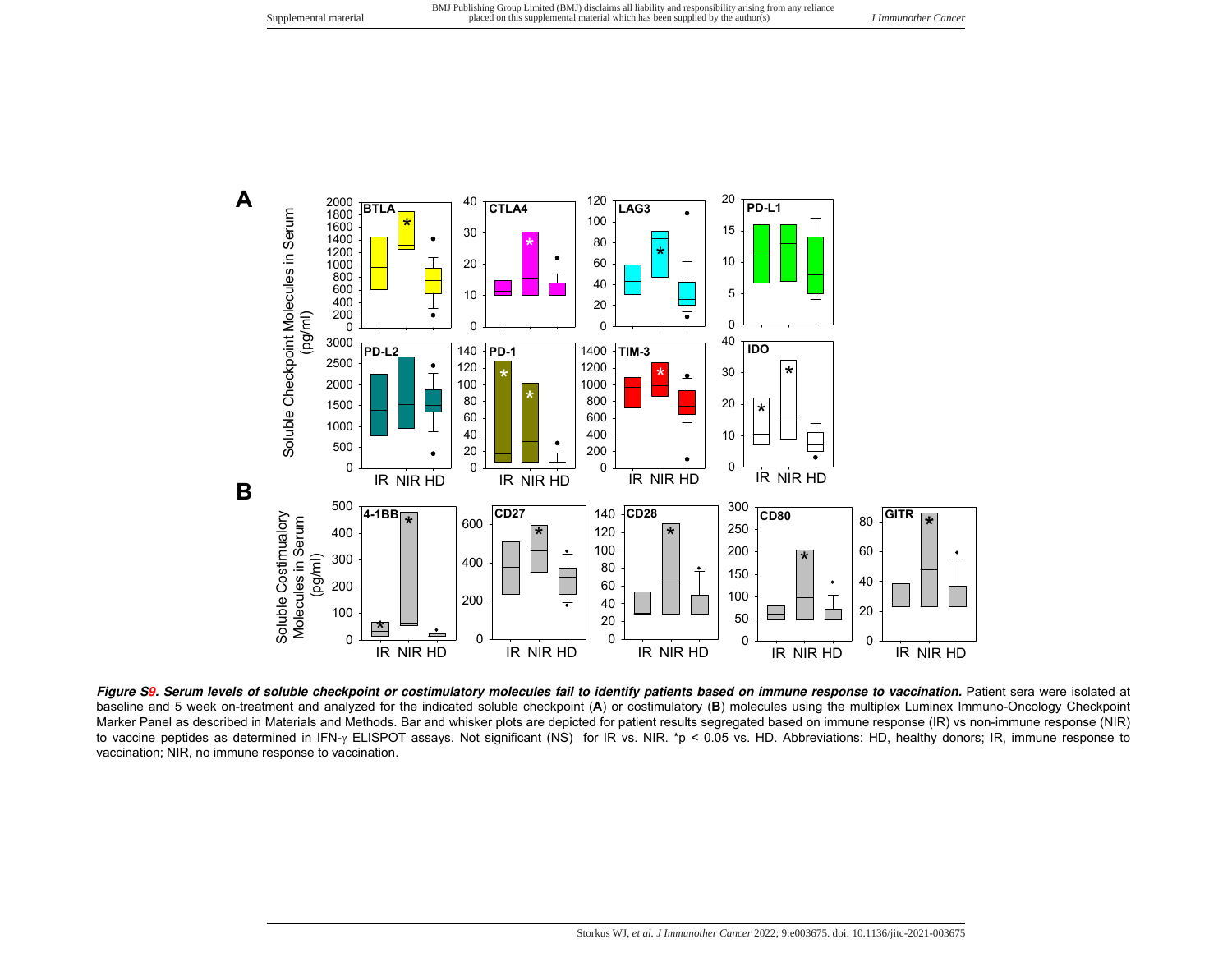***Figure S9. Serum levels of soluble checkpoint or costimulatory molecules fail to identify patients based on immune response to vaccination.*** Patient sera were isolated at baseline and 5 week on-treatment and analyzed for the indicated soluble checkpoint (**A**) or costimulatory (**B**) molecules using the multiplex Luminex Immuno-Oncology Checkpoint Marker Panel as described in Materials and Methods. Bar and whisker plots are depicted for patient results segregated based on immune response (IR) vs non-immune response (NIR) to vaccine peptides as determined in IFN-γ ELISPOT assays. Not significant (NS) for IR vs. NIR. *p < 0.05 vs. HD. Abbreviations: HD, healthy donors; IR, immune response to vaccination; NIR, no immune response to vaccination.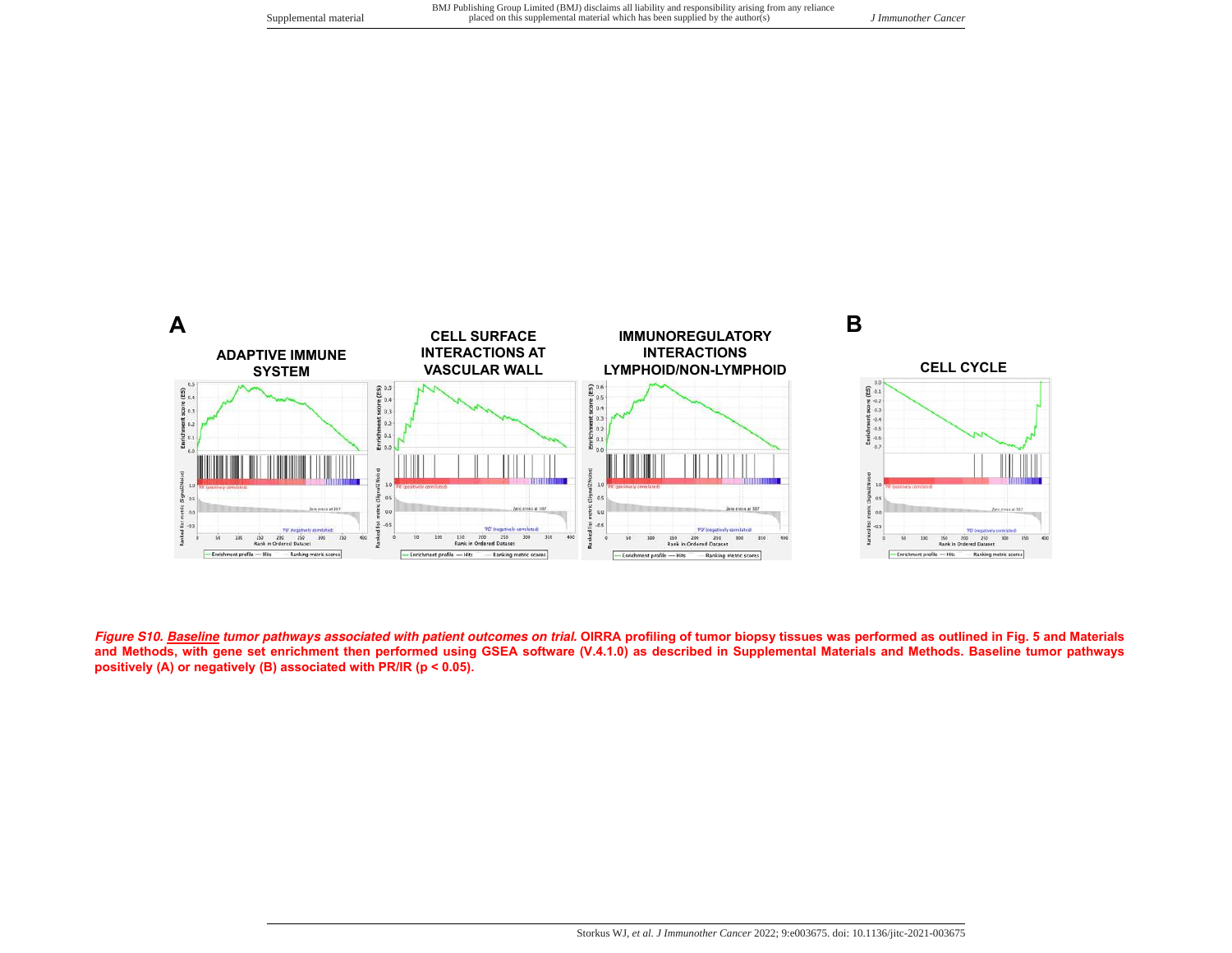**A**

**ADAPTIVE IMMUNE SYSTEM**

**CELL SURFACE INTERACTIONS AT VASCULAR WALL**

**IMMUNOREGULATORY INTERACTIONS LYMPHOID/NON-LYMPHOID**

**B**

**CELL CYCLE**

***Figure S10. <u>Baseline</u> tumor pathways associated with patient outcomes on trial.*** **OIRRA profiling of tumor biopsy tissues was performed as outlined in Fig. 5 and Materials and Methods, with gene set enrichment then performed using GSEA software (V.4.1.0) as described in Supplemental Materials and Methods. Baseline tumor pathways positively (A) or negatively (B) associated with PR/IR ($p < 0.05$).**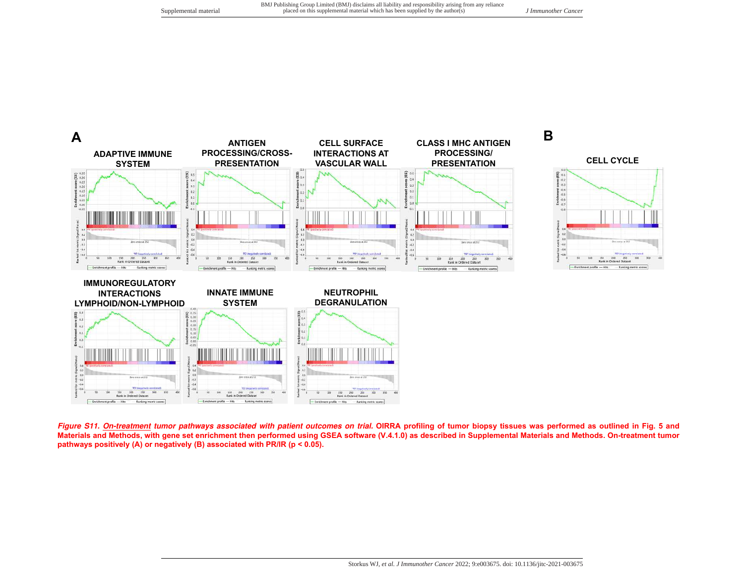**A**

ADAPTIVE IMMUNE SYSTEM

ANTIGEN PROCESSING/CROSS-PRESENTATION

CELL SURFACE INTERACTIONS AT VASCULAR WALL

CLASS I MHC ANTIGEN PROCESSING/ PRESENTATION

IMMUNOREGULATORY INTERACTIONS LYMPHOID/NON-LYMPHOID

INNATE IMMUNE SYSTEM

NEUTROPHIL DEGRANULATION

**B**

CELL CYCLE

***Figure S11. On-treatment tumor pathways associated with patient outcomes on trial.*** **OIRRA profiling of tumor biopsy tissues was performed as outlined in Fig. 5 and Materials and Methods, with gene set enrichment then performed using GSEA software (V.4.1.0) as described in Supplemental Materials and Methods. On-treatment tumor pathways positively (A) or negatively (B) associated with PR/IR ($p < 0.05$).**